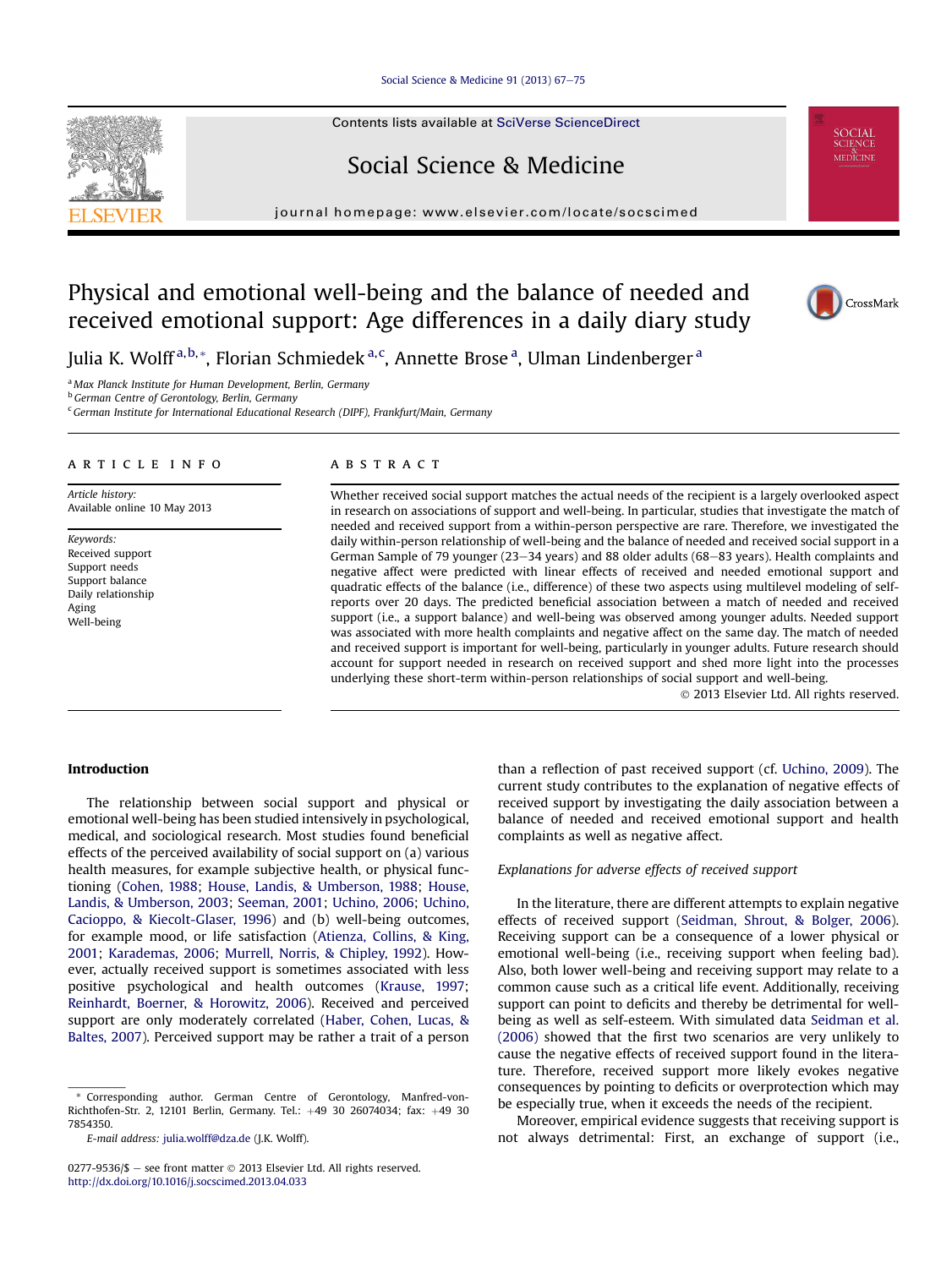# Physical and emotional well-being and the balance of needed and received emotional support: Age differences in a daily diary study

Julia K. Wolff[a,b,*], Florian Schmiedek[a,c], Annette Brose[a], Ulman Lindenberger[a]

[a] Max Planck Institute for Human Development, Berlin, Germany
[b] German Centre of Gerontology, Berlin, Germany
[c] German Institute for International Educational Research (DIPF), Frankfurt/Main, Germany

## ARTICLE INFO

*Article history:*
Available online 10 May 2013

*Keywords:*
Received support
Support needs
Support balance
Daily relationship
Aging
Well-being

## ABSTRACT

Whether received social support matches the actual needs of the recipient is a largely overlooked aspect in research on associations of support and well-being. In particular, studies that investigate the match of needed and received support from a within-person perspective are rare. Therefore, we investigated the daily within-person relationship of well-being and the balance of needed and received social support in a German Sample of 79 younger (23–34 years) and 88 older adults (68–83 years). Health complaints and negative affect were predicted with linear effects of received and needed emotional support and quadratic effects of the balance (i.e., difference) of these two aspects using multilevel modeling of self-reports over 20 days. The predicted beneficial association between a match of needed and received support (i.e., a support balance) and well-being was observed among younger adults. Needed support was associated with more health complaints and negative affect on the same day. The match of needed and received support is important for well-being, particularly in younger adults. Future research should account for support needed in research on received support and shed more light into the processes underlying these short-term within-person relationships of social support and well-being.

© 2013 Elsevier Ltd. All rights reserved.

## Introduction

The relationship between social support and physical or emotional well-being has been studied intensively in psychological, medical, and sociological research. Most studies found beneficial effects of the perceived availability of social support on (a) various health measures, for example subjective health, or physical functioning (Cohen, 1988; House, Landis, & Umberson, 1988; House, Landis, & Umberson, 2003; Seeman, 2001; Uchino, 2006; Uchino, Cacioppo, & Kiecolt-Glaser, 1996) and (b) well-being outcomes, for example mood, or life satisfaction (Atienza, Collins, & King, 2001; Karademas, 2006; Murrell, Norris, & Chipley, 1992). However, actually received support is sometimes associated with less positive psychological and health outcomes (Krause, 1997; Reinhardt, Boerner, & Horowitz, 2006). Received and perceived support are only moderately correlated (Haber, Cohen, Lucas, & Baltes, 2007). Perceived support may be rather a trait of a person than a reflection of past received support (cf. Uchino, 2009). The current study contributes to the explanation of negative effects of received support by investigating the daily association between a balance of needed and received emotional support and health complaints as well as negative affect.

### *Explanations for adverse effects of received support*

In the literature, there are different attempts to explain negative effects of received support (Seidman, Shrout, & Bolger, 2006). Receiving support can be a consequence of a lower physical or emotional well-being (i.e., receiving support when feeling bad). Also, both lower well-being and receiving support may relate to a common cause such as a critical life event. Additionally, receiving support can point to deficits and thereby be detrimental for well-being as well as self-esteem. With simulated data Seidman et al. (2006) showed that the first two scenarios are very unlikely to cause the negative effects of received support found in the literature. Therefore, received support more likely evokes negative consequences by pointing to deficits or overprotection which may be especially true, when it exceeds the needs of the recipient.

Moreover, empirical evidence suggests that receiving support is not always detrimental: First, an exchange of support (i.e.,

---

* Corresponding author. German Centre of Gerontology, Manfred-von-Richthofen-Str. 2, 12101 Berlin, Germany. Tel.: +49 30 26074034; fax: +49 30 7854350.
*E-mail address:* julia.wolff@dza.de (J.K. Wolff).

0277-9536/$ – see front matter © 2013 Elsevier Ltd. All rights reserved.
http://dx.doi.org/10.1016/j.socscimed.2013.04.033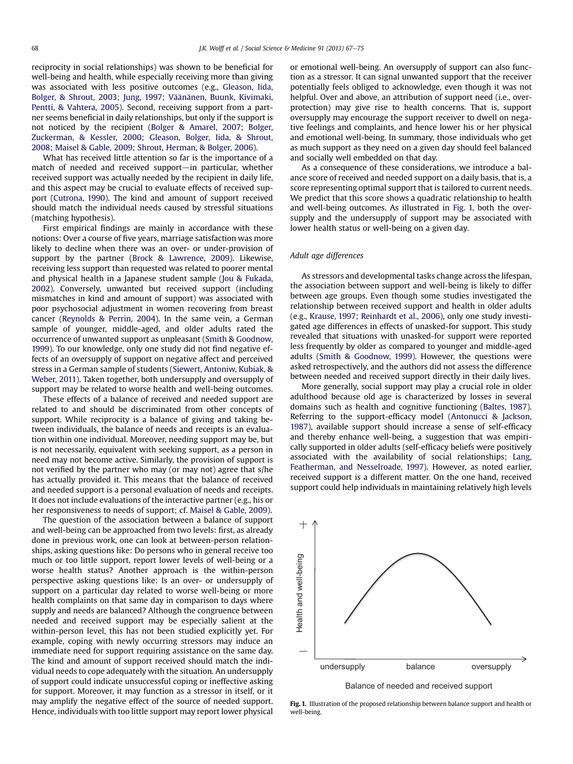reciprocity in social relationships) was shown to be beneficial for well-being and health, while especially receiving more than giving was associated with less positive outcomes (e.g., Gleason, Iida, Bolger, & Shrout, 2003; Jung, 1997; Väänänen, Buunk, Kivimaki, Pentti, & Vahtera, 2005). Second, receiving support from a partner seems beneficial in daily relationships, but only if the support is not noticed by the recipient (Bolger & Amarel, 2007; Bolger, Zuckerman, & Kessler, 2000; Gleason, Bolger, Iida, & Shrout, 2008; Maisel & Gable, 2009; Shrout, Herman, & Bolger, 2006).

What has received little attention so far is the importance of a match of needed and received support—in particular, whether received support was actually needed by the recipient in daily life, and this aspect may be crucial to evaluate effects of received support (Cutrona, 1990). The kind and amount of support received should match the individual needs caused by stressful situations (matching hypothesis).

First empirical findings are mainly in accordance with these notions: Over a course of five years, marriage satisfaction was more likely to decline when there was an over- or under-provision of support by the partner (Brock & Lawrence, 2009). Likewise, receiving less support than requested was related to poorer mental and physical health in a Japanese student sample (Jou & Fukada, 2002). Conversely, unwanted but received support (including mismatches in kind and amount of support) was associated with poor psychosocial adjustment in women recovering from breast cancer (Reynolds & Perrin, 2004). In the same vein, a German sample of younger, middle-aged, and older adults rated the occurrence of unwanted support as unpleasant (Smith & Goodnow, 1999). To our knowledge, only one study did not find negative effects of an oversupply of support on negative affect and perceived stress in a German sample of students (Siewert, Antoniw, Kubiak, & Weber, 2011). Taken together, both undersupply and oversupply of support may be related to worse health and well-being outcomes.

These effects of a balance of received and needed support are related to and should be discriminated from other concepts of support. While reciprocity is a balance of giving and taking between individuals, the balance of needs and receipts is an evaluation within one individual. Moreover, needing support may be, but is not necessarily, equivalent with seeking support, as a person in need may not become active. Similarly, the provision of support is not verified by the partner who may (or may not) agree that s/he has actually provided it. This means that the balance of received and needed support is a personal evaluation of needs and receipts. It does not include evaluations of the interactive partner (e.g., his or her responsiveness to needs of support; cf. Maisel & Gable, 2009).

The question of the association between a balance of support and well-being can be approached from two levels: first, as already done in previous work, one can look at between-person relationships, asking questions like: Do persons who in general receive too much or too little support, report lower levels of well-being or a worse health status? Another approach is the within-person perspective asking questions like: Is an over- or undersupply of support on a particular day related to worse well-being or more health complaints on that same day in comparison to days where supply and needs are balanced? Although the congruence between needed and received support may be especially salient at the within-person level, this has not been studied explicitly yet. For example, coping with newly occurring stressors may induce an immediate need for support requiring assistance on the same day. The kind and amount of support received should match the individual needs to cope adequately with the situation. An undersupply of support could indicate unsuccessful coping or ineffective asking for support. Moreover, it may function as a stressor in itself, or it may amplify the negative effect of the source of needed support. Hence, individuals with too little support may report lower physical or emotional well-being. An oversupply of support can also function as a stressor. It can signal unwanted support that the receiver potentially feels obliged to acknowledge, even though it was not helpful. Over and above, an attribution of support need (i.e., overprotection) may give rise to health concerns. That is, support oversupply may encourage the support receiver to dwell on negative feelings and complaints, and hence lower his or her physical and emotional well-being. In summary, those individuals who get as much support as they need on a given day should feel balanced and socially well embedded on that day.

As a consequence of these considerations, we introduce a balance score of received and needed support on a daily basis, that is, a score representing optimal support that is tailored to current needs. We predict that this score shows a quadratic relationship to health and well-being outcomes. As illustrated in Fig. 1, both the oversupply and the undersupply of support may be associated with lower health status or well-being on a given day.

### Adult age differences

As stressors and developmental tasks change across the lifespan, the association between support and well-being is likely to differ between age groups. Even though some studies investigated the relationship between received support and health in older adults (e.g., Krause, 1997; Reinhardt et al., 2006), only one study investigated age differences in effects of unasked-for support. This study revealed that situations with unasked-for support were reported less frequently by older as compared to younger and middle-aged adults (Smith & Goodnow, 1999). However, the questions were asked retrospectively, and the authors did not assess the difference between needed and received support directly in their daily lives.

More generally, social support may play a crucial role in older adulthood because old age is characterized by losses in several domains such as health and cognitive functioning (Baltes, 1987). Referring to the support-efficacy model (Antonucci & Jackson, 1987), available support should increase a sense of self-efficacy and thereby enhance well-being, a suggestion that was empirically supported in older adults (self-efficacy beliefs were positively associated with the availability of social relationships; Lang, Featherman, and Nesselroade, 1997). However, as noted earlier, received support is a different matter. On the one hand, received support could help individuals in maintaining relatively high levels

**Fig. 1.** Illustration of the proposed relationship between balance support and health or well-being.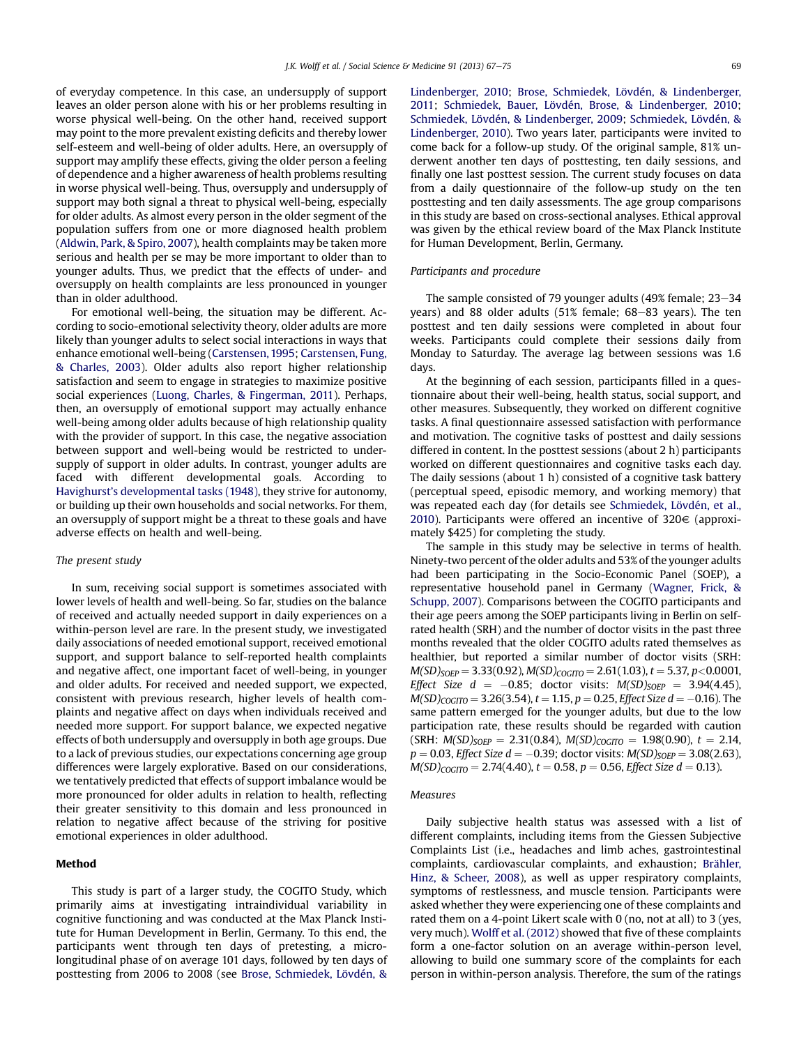of everyday competence. In this case, an undersupply of support leaves an older person alone with his or her problems resulting in worse physical well-being. On the other hand, received support may point to the more prevalent existing deficits and thereby lower self-esteem and well-being of older adults. Here, an oversupply of support may amplify these effects, giving the older person a feeling of dependence and a higher awareness of health problems resulting in worse physical well-being. Thus, oversupply and undersupply of support may both signal a threat to physical well-being, especially for older adults. As almost every person in the older segment of the population suffers from one or more diagnosed health problem (Aldwin, Park, & Spiro, 2007), health complaints may be taken more serious and health per se may be more important to older than to younger adults. Thus, we predict that the effects of under- and oversupply on health complaints are less pronounced in younger than in older adulthood.

For emotional well-being, the situation may be different. According to socio-emotional selectivity theory, older adults are more likely than younger adults to select social interactions in ways that enhance emotional well-being (Carstensen, 1995; Carstensen, Fung, & Charles, 2003). Older adults also report higher relationship satisfaction and seem to engage in strategies to maximize positive social experiences (Luong, Charles, & Fingerman, 2011). Perhaps, then, an oversupply of emotional support may actually enhance well-being among older adults because of high relationship quality with the provider of support. In this case, the negative association between support and well-being would be restricted to undersupply of support in older adults. In contrast, younger adults are faced with different developmental goals. According to Havighurst's developmental tasks (1948), they strive for autonomy, or building up their own households and social networks. For them, an oversupply of support might be a threat to these goals and have adverse effects on health and well-being.

*The present study*

In sum, receiving social support is sometimes associated with lower levels of health and well-being. So far, studies on the balance of received and actually needed support in daily experiences on a within-person level are rare. In the present study, we investigated daily associations of needed emotional support, received emotional support, and support balance to self-reported health complaints and negative affect, one important facet of well-being, in younger and older adults. For received and needed support, we expected, consistent with previous research, higher levels of health complaints and negative affect on days when individuals received and needed more support. For support balance, we expected negative effects of both undersupply and oversupply in both age groups. Due to a lack of previous studies, our expectations concerning age group differences were largely explorative. Based on our considerations, we tentatively predicted that effects of support imbalance would be more pronounced for older adults in relation to health, reflecting their greater sensitivity to this domain and less pronounced in relation to negative affect because of the striving for positive emotional experiences in older adulthood.

## Method

This study is part of a larger study, the COGITO Study, which primarily aims at investigating intraindividual variability in cognitive functioning and was conducted at the Max Planck Institute for Human Development in Berlin, Germany. To this end, the participants went through ten days of pretesting, a micro-longitudinal phase of on average 101 days, followed by ten days of posttesting from 2006 to 2008 (see Brose, Schmiedek, Lövdén, & Lindenberger, 2010; Brose, Schmiedek, Lövdén, & Lindenberger, 2011; Schmiedek, Bauer, Lövdén, Brose, & Lindenberger, 2010; Schmiedek, Lövdén, & Lindenberger, 2009; Schmiedek, Lövdén, & Lindenberger, 2010). Two years later, participants were invited to come back for a follow-up study. Of the original sample, 81% underwent another ten days of posttesting, ten daily sessions, and finally one last posttest session. The current study focuses on data from a daily questionnaire of the follow-up study on the ten posttesting and ten daily assessments. The age group comparisons in this study are based on cross-sectional analyses. Ethical approval was given by the ethical review board of the Max Planck Institute for Human Development, Berlin, Germany.

*Participants and procedure*

The sample consisted of 79 younger adults (49% female; 23–34 years) and 88 older adults (51% female; 68–83 years). The ten posttest and ten daily sessions were completed in about four weeks. Participants could complete their sessions daily from Monday to Saturday. The average lag between sessions was 1.6 days.

At the beginning of each session, participants filled in a questionnaire about their well-being, health status, social support, and other measures. Subsequently, they worked on different cognitive tasks. A final questionnaire assessed satisfaction with performance and motivation. The cognitive tasks of posttest and daily sessions differed in content. In the posttest sessions (about 2 h) participants worked on different questionnaires and cognitive tasks each day. The daily sessions (about 1 h) consisted of a cognitive task battery (perceptual speed, episodic memory, and working memory) that was repeated each day (for details see Schmiedek, Lövdén, et al., 2010). Participants were offered an incentive of 320€ (approximately $425) for completing the study.

The sample in this study may be selective in terms of health. Ninety-two percent of the older adults and 53% of the younger adults had been participating in the Socio-Economic Panel (SOEP), a representative household panel in Germany (Wagner, Frick, & Schupp, 2007). Comparisons between the COGITO participants and their age peers among the SOEP participants living in Berlin on self-rated health (SRH) and the number of doctor visits in the past three months revealed that the older COGITO adults rated themselves as healthier, but reported a similar number of doctor visits (SRH: $M(SD)_{SOEP} = 3.33(0.92)$, $M(SD)_{COGITO} = 2.61(1.03)$, $t = 5.37$, $p < 0.0001$, *Effect Size* $d = -0.85$; doctor visits: $M(SD)_{SOEP} = 3.94(4.45)$, $M(SD)_{COGITO} = 3.26(3.54)$, $t = 1.15$, $p = 0.25$, *Effect Size* $d = -0.16$). The same pattern emerged for the younger adults, but due to the low participation rate, these results should be regarded with caution (SRH: $M(SD)_{SOEP} = 2.31(0.84)$, $M(SD)_{COGITO} = 1.98(0.90)$, $t = 2.14$, $p = 0.03$, *Effect Size* $d = -0.39$; doctor visits: $M(SD)_{SOEP} = 3.08(2.63)$, $M(SD)_{COGITO} = 2.74(4.40)$, $t = 0.58$, $p = 0.56$, *Effect Size* $d = 0.13$).

*Measures*

Daily subjective health status was assessed with a list of different complaints, including items from the Giessen Subjective Complaints List (i.e., headaches and limb aches, gastrointestinal complaints, cardiovascular complaints, and exhaustion; Brähler, Hinz, & Scheer, 2008), as well as upper respiratory complaints, symptoms of restlessness, and muscle tension. Participants were asked whether they were experiencing one of these complaints and rated them on a 4-point Likert scale with 0 (no, not at all) to 3 (yes, very much). Wolff et al. (2012) showed that five of these complaints form a one-factor solution on an average within-person level, allowing to build one summary score of the complaints for each person in within-person analysis. Therefore, the sum of the ratings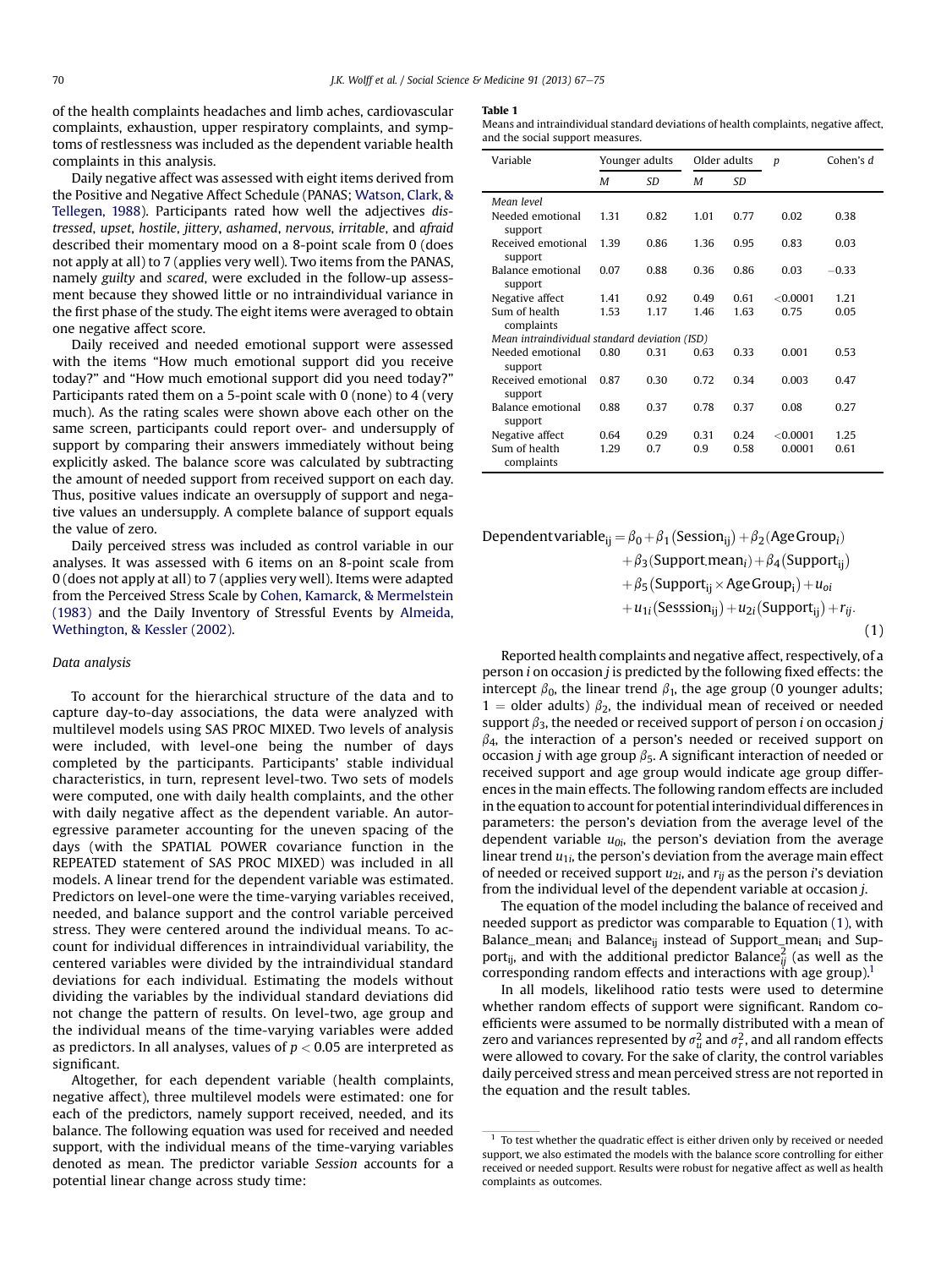of the health complaints headaches and limb aches, cardiovascular complaints, exhaustion, upper respiratory complaints, and symptoms of restlessness was included as the dependent variable health complaints in this analysis.

Daily negative affect was assessed with eight items derived from the Positive and Negative Affect Schedule (PANAS; Watson, Clark, & Tellegen, 1988). Participants rated how well the adjectives *distressed*, *upset*, *hostile*, *jittery*, *ashamed*, *nervous*, *irritable*, and *afraid* described their momentary mood on a 8-point scale from 0 (does not apply at all) to 7 (applies very well). Two items from the PANAS, namely *guilty* and *scared*, were excluded in the follow-up assessment because they showed little or no intraindividual variance in the first phase of the study. The eight items were averaged to obtain one negative affect score.

Daily received and needed emotional support were assessed with the items "How much emotional support did you receive today?" and "How much emotional support did you need today?" Participants rated them on a 5-point scale with 0 (none) to 4 (very much). As the rating scales were shown above each other on the same screen, participants could report over- and undersupply of support by comparing their answers immediately without being explicitly asked. The balance score was calculated by subtracting the amount of needed support from received support on each day. Thus, positive values indicate an oversupply of support and negative values an undersupply. A complete balance of support equals the value of zero.

Daily perceived stress was included as control variable in our analyses. It was assessed with 6 items on an 8-point scale from 0 (does not apply at all) to 7 (applies very well). Items were adapted from the Perceived Stress Scale by Cohen, Kamarck, & Mermelstein (1983) and the Daily Inventory of Stressful Events by Almeida, Wethington, & Kessler (2002).

### Data analysis

To account for the hierarchical structure of the data and to capture day-to-day associations, the data were analyzed with multilevel models using SAS PROC MIXED. Two levels of analysis were included, with level-one being the number of days completed by the participants. Participants' stable individual characteristics, in turn, represent level-two. Two sets of models were computed, one with daily health complaints, and the other with daily negative affect as the dependent variable. An autoregressive parameter accounting for the uneven spacing of the days (with the SPATIAL POWER covariance function in the REPEATED statement of SAS PROC MIXED) was included in all models. A linear trend for the dependent variable was estimated. Predictors on level-one were the time-varying variables received, needed, and balance support and the control variable perceived stress. They were centered around the individual means. To account for individual differences in intraindividual variability, the centered variables were divided by the intraindividual standard deviations for each individual. Estimating the models without dividing the variables by the individual standard deviations did not change the pattern of results. On level-two, age group and the individual means of the time-varying variables were added as predictors. In all analyses, values of $p < 0.05$ are interpreted as significant.

Altogether, for each dependent variable (health complaints, negative affect), three multilevel models were estimated: one for each of the predictors, namely support received, needed, and its balance. The following equation was used for received and needed support, with the individual means of the time-varying variables denoted as mean. The predictor variable *Session* accounts for a potential linear change across study time:

**Table 1**
Means and intraindividual standard deviations of health complaints, negative affect, and the social support measures.

| Variable | Younger adults | | Older adults | | $p$ | Cohen's $d$ |
|---|---|---|---|---|---|---|
| | $M$ | $SD$ | $M$ | $SD$ | | |
| *Mean level* | | | | | | |
| Needed emotional support | 1.31 | 0.82 | 1.01 | 0.77 | 0.02 | 0.38 |
| Received emotional support | 1.39 | 0.86 | 1.36 | 0.95 | 0.83 | 0.03 |
| Balance emotional support | 0.07 | 0.88 | 0.36 | 0.86 | 0.03 | −0.33 |
| Negative affect | 1.41 | 0.92 | 0.49 | 0.61 | <0.0001 | 1.21 |
| Sum of health complaints | 1.53 | 1.17 | 1.46 | 1.63 | 0.75 | 0.05 |
| *Mean intraindividual standard deviation (ISD)* | | | | | | |
| Needed emotional support | 0.80 | 0.31 | 0.63 | 0.33 | 0.001 | 0.53 |
| Received emotional support | 0.87 | 0.30 | 0.72 | 0.34 | 0.003 | 0.47 |
| Balance emotional support | 0.88 | 0.37 | 0.78 | 0.37 | 0.08 | 0.27 |
| Negative affect | 0.64 | 0.29 | 0.31 | 0.24 | <0.0001 | 1.25 |
| Sum of health complaints | 1.29 | 0.7 | 0.9 | 0.58 | 0.0001 | 0.61 |

$$
\begin{aligned}
\text{Dependent variable}_{ij} = {} & \beta_0 + \beta_1(\text{Session}_{ij}) + \beta_2(\text{Age Group}_i) \\
& + \beta_3(\text{Support\_mean}_i) + \beta_4(\text{Support}_{ij}) \\
& + \beta_5(\text{Support}_{ij} \times \text{Age Group}_i) + u_{oi} \\
& + u_{1i}(\text{Sesssion}_{ij}) + u_{2i}(\text{Support}_{ij}) + r_{ij}.
\end{aligned} \tag{1}
$$

Reported health complaints and negative affect, respectively, of a person $i$ on occasion $j$ is predicted by the following fixed effects: the intercept $\beta_0$, the linear trend $\beta_1$, the age group (0 younger adults; 1 = older adults) $\beta_2$, the individual mean of received or needed support $\beta_3$, the needed or received support of person $i$ on occasion $j$ $\beta_4$, the interaction of a person's needed or received support on occasion $j$ with age group $\beta_5$. A significant interaction of needed or received support and age group would indicate age group differences in the main effects. The following random effects are included in the equation to account for potential interindividual differences in parameters: the person's deviation from the average level of the dependent variable $u_{0i}$, the person's deviation from the average linear trend $u_{1i}$, the person's deviation from the average main effect of needed or received support $u_{2i}$, and $r_{ij}$ as the person $i$'s deviation from the individual level of the dependent variable at occasion $j$.

The equation of the model including the balance of received and needed support as predictor was comparable to Equation (1), with $\text{Balance\_mean}_i$ and $\text{Balance}_{ij}$ instead of $\text{Support\_mean}_i$ and $\text{Support}_{ij}$, and with the additional predictor $\text{Balance}^2_{ij}$ (as well as the corresponding random effects and interactions with age group).[1]

In all models, likelihood ratio tests were used to determine whether random effects of support were significant. Random coefficients were assumed to be normally distributed with a mean of zero and variances represented by $\sigma^2_u$ and $\sigma^2_r$, and all random effects were allowed to covary. For the sake of clarity, the control variables daily perceived stress and mean perceived stress are not reported in the equation and the result tables.

[1] To test whether the quadratic effect is either driven only by received or needed support, we also estimated the models with the balance score controlling for either received or needed support. Results were robust for negative affect as well as health complaints as outcomes.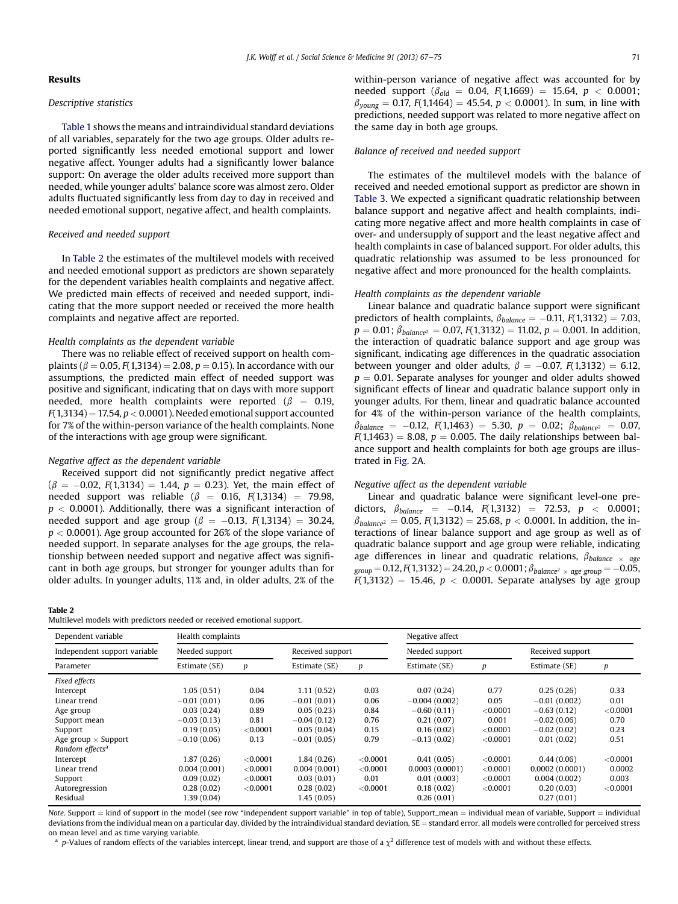## Results

### Descriptive statistics

Table 1 shows the means and intraindividual standard deviations of all variables, separately for the two age groups. Older adults reported significantly less needed emotional support and lower negative affect. Younger adults had a significantly lower balance support: On average the older adults received more support than needed, while younger adults' balance score was almost zero. Older adults fluctuated significantly less from day to day in received and needed emotional support, negative affect, and health complaints.

### Received and needed support

In Table 2 the estimates of the multilevel models with received and needed emotional support as predictors are shown separately for the dependent variables health complaints and negative affect. We predicted main effects of received and needed support, indicating that the more support needed or received the more health complaints and negative affect are reported.

#### Health complaints as the dependent variable

There was no reliable effect of received support on health complaints ($\beta = 0.05$, $F(1,3134) = 2.08$, $p = 0.15$). In accordance with our assumptions, the predicted main effect of needed support was positive and significant, indicating that on days with more support needed, more health complaints were reported ($\beta = 0.19$, $F(1,3134) = 17.54$, $p < 0.0001$). Needed emotional support accounted for 7% of the within-person variance of the health complaints. None of the interactions with age group were significant.

#### Negative affect as the dependent variable

Received support did not significantly predict negative affect ($\beta = -0.02$, $F(1,3134) = 1.44$, $p = 0.23$). Yet, the main effect of needed support was reliable ($\beta = 0.16$, $F(1,3134) = 79.98$, $p < 0.0001$). Additionally, there was a significant interaction of needed support and age group ($\beta = -0.13$, $F(1,3134) = 30.24$, $p < 0.0001$). Age group accounted for 26% of the slope variance of needed support. In separate analyses for the age groups, the relationship between needed support and negative affect was significant in both age groups, but stronger for younger adults than for older adults. In younger adults, 11% and, in older adults, 2% of the within-person variance of negative affect was accounted for by needed support ($\beta_{old} = 0.04$, $F(1,1669) = 15.64$, $p < 0.0001$; $\beta_{young} = 0.17$, $F(1,1464) = 45.54$, $p < 0.0001$). In sum, in line with predictions, needed support was related to more negative affect on the same day in both age groups.

### Balance of received and needed support

The estimates of the multilevel models with the balance of received and needed emotional support as predictor are shown in Table 3. We expected a significant quadratic relationship between balance support and negative affect and health complaints, indicating more negative affect and more health complaints in case of over- and undersupply of support and the least negative affect and health complaints in case of balanced support. For older adults, this quadratic relationship was assumed to be less pronounced for negative affect and more pronounced for the health complaints.

#### Health complaints as the dependent variable

Linear balance and quadratic balance support were significant predictors of health complaints, $\beta_{balance} = -0.11$, $F(1,3132) = 7.03$, $p = 0.01$; $\beta_{balance^2} = 0.07$, $F(1,3132) = 11.02$, $p = 0.001$. In addition, the interaction of quadratic balance support and age group was significant, indicating age differences in the quadratic association between younger and older adults, $\beta = -0.07$, $F(1,3132) = 6.12$, $p = 0.01$. Separate analyses for younger and older adults showed significant effects of linear and quadratic balance support only in younger adults. For them, linear and quadratic balance accounted for 4% of the within-person variance of the health complaints, $\beta_{balance} = -0.12$, $F(1,1463) = 5.30$, $p = 0.02$; $\beta_{balance^2} = 0.07$, $F(1,1463) = 8.08$, $p = 0.005$. The daily relationships between balance support and health complaints for both age groups are illustrated in Fig. 2A.

#### Negative affect as the dependent variable

Linear and quadratic balance were significant level-one predictors, $\beta_{balance} = -0.14$, $F(1,3132) = 72.53$, $p < 0.0001$; $\beta_{balance^2} = 0.05$, $F(1,3132) = 25.68$, $p < 0.0001$. In addition, the interactions of linear balance support and age group as well as of quadratic balance support and age group were reliable, indicating age differences in linear and quadratic relations, $\beta_{balance \times age\ group} = 0.12$, $F(1,3132) = 24.20$, $p < 0.0001$; $\beta_{balance^2 \times age\ group} = -0.05$, $F(1,3132) = 15.46$, $p < 0.0001$. Separate analyses by age group

**Table 2**
Multilevel models with predictors needed or received emotional support.

| Dependent variable | Health complaints | | | | Negative affect | | | |
|---|---|---|---|---|---|---|---|---|
| Independent support variable | Needed support | | Received support | | Needed support | | Received support | |
| Parameter | Estimate (SE) | *p* | Estimate (SE) | *p* | Estimate (SE) | *p* | Estimate (SE) | *p* |
| *Fixed effects* | | | | | | | | |
| Intercept | 1.05 (0.51) | 0.04 | 1.11 (0.52) | 0.03 | 0.07 (0.24) | 0.77 | 0.25 (0.26) | 0.33 |
| Linear trend | −0.01 (0.01) | 0.06 | −0.01 (0.01) | 0.06 | −0.004 (0.002) | 0.05 | −0.01 (0.002) | 0.01 |
| Age group | 0.03 (0.24) | 0.89 | 0.05 (0.23) | 0.84 | −0.60 (0.11) | <0.0001 | −0.63 (0.12) | <0.0001 |
| Support mean | −0.03 (0.13) | 0.81 | −0.04 (0.12) | 0.76 | 0.21 (0.07) | 0.001 | −0.02 (0.06) | 0.70 |
| Support | 0.19 (0.05) | <0.0001 | 0.05 (0.04) | 0.15 | 0.16 (0.02) | <0.0001 | −0.02 (0.02) | 0.23 |
| Age group × Support | −0.10 (0.06) | 0.13 | −0.01 (0.05) | 0.79 | −0.13 (0.02) | <0.0001 | 0.01 (0.02) | 0.51 |
| *Random effects*[a] | | | | | | | | |
| Intercept | 1.87 (0.26) | <0.0001 | 1.84 (0.26) | <0.0001 | 0.41 (0.05) | <0.0001 | 0.44 (0.06) | <0.0001 |
| Linear trend | 0.004 (0.001) | <0.0001 | 0.004 (0.001) | <0.0001 | 0.0003 (0.0001) | <0.0001 | 0.0002 (0.0001) | 0.0002 |
| Support | 0.09 (0.02) | <0.0001 | 0.03 (0.01) | 0.01 | 0.01 (0.003) | <0.0001 | 0.004 (0.002) | 0.003 |
| Autoregression | 0.28 (0.02) | <0.0001 | 0.28 (0.02) | <0.0001 | 0.18 (0.02) | <0.0001 | 0.20 (0.03) | <0.0001 |
| Residual | 1.39 (0.04) | | 1.45 (0.05) | | 0.26 (0.01) | | 0.27 (0.01) | |

*Note*. Support = kind of support in the model (see row "independent support variable" in top of table), Support_mean = individual mean of variable, Support = individual deviations from the individual mean on a particular day, divided by the intraindividual standard deviation, SE = standard error, all models were controlled for perceived stress on mean level and as time varying variable.

[a] *p*-Values of random effects of the variables intercept, linear trend, and support are those of a $\chi^2$ difference test of models with and without these effects.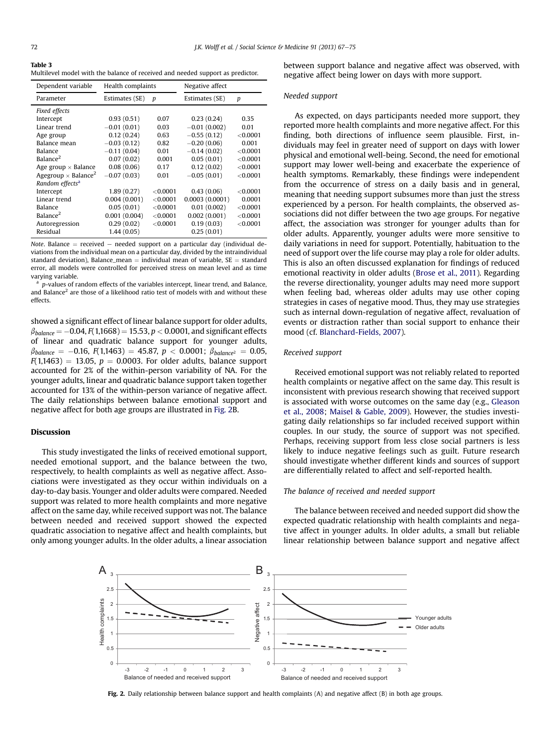**Table 3**
Multilevel model with the balance of received and needed support as predictor.

| Dependent variable | Health complaints | | Negative affect | |
|---|---|---|---|---|
| Parameter | Estimates (SE) | *p* | Estimates (SE) | *p* |
| *Fixed effects* | | | | |
| Intercept | 0.93 (0.51) | 0.07 | 0.23 (0.24) | 0.35 |
| Linear trend | −0.01 (0.01) | 0.03 | −0.01 (0.002) | 0.01 |
| Age group | 0.12 (0.24) | 0.63 | −0.55 (0.12) | <0.0001 |
| Balance mean | −0.03 (0.12) | 0.82 | −0.20 (0.06) | 0.001 |
| Balance | −0.11 (0.04) | 0.01 | −0.14 (0.02) | <0.0001 |
| Balance$^2$ | 0.07 (0.02) | 0.001 | 0.05 (0.01) | <0.0001 |
| Age group × Balance | 0.08 (0.06) | 0.17 | 0.12 (0.02) | <0.0001 |
| Agegroup × Balance$^2$ | −0.07 (0.03) | 0.01 | −0.05 (0.01) | <0.0001 |
| *Random effects*[a] | | | | |
| Intercept | 1.89 (0.27) | <0.0001 | 0.43 (0.06) | <0.0001 |
| Linear trend | 0.004 (0.001) | <0.0001 | 0.0003 (0.0001) | 0.0001 |
| Balance | 0.05 (0.01) | <0.0001 | 0.01 (0.002) | <0.0001 |
| Balance$^2$ | 0.001 (0.004) | <0.0001 | 0.002 (0.001) | <0.0001 |
| Autoregression | 0.29 (0.02) | <0.0001 | 0.19 (0.03) | <0.0001 |
| Residual | 1.44 (0.05) | | 0.25 (0.01) | |

*Note*. Balance = received − needed support on a particular day (individual deviations from the individual mean on a particular day, divided by the intraindividual standard deviation), Balance_mean = individual mean of variable, SE = standard error, all models were controlled for perceived stress on mean level and as time varying variable.

[a] *p*-values of random effects of the variables intercept, linear trend, and Balance, and Balance$^2$ are those of a likelihood ratio test of models with and without these effects.

showed a significant effect of linear balance support for older adults, $\beta_{balance} = -0.04$, $F(1{,}1668) = 15.53$, $p < 0.0001$, and significant effects of linear and quadratic balance support for younger adults, $\beta_{balance} = -0.16$, $F(1{,}1463) = 45.87$, $p < 0.0001$; $\beta_{balance^2} = 0.05$, $F(1{,}1463) = 13.05$, $p = 0.0003$. For older adults, balance support accounted for 2% of the within-person variability of NA. For the younger adults, linear and quadratic balance support taken together accounted for 13% of the within-person variance of negative affect. The daily relationships between balance emotional support and negative affect for both age groups are illustrated in Fig. 2B.

## Discussion

This study investigated the links of received emotional support, needed emotional support, and the balance between the two, respectively, to health complaints as well as negative affect. Associations were investigated as they occur within individuals on a day-to-day basis. Younger and older adults were compared. Needed support was related to more health complaints and more negative affect on the same day, while received support was not. The balance between needed and received support showed the expected quadratic association to negative affect and health complaints, but only among younger adults. In the older adults, a linear association between support balance and negative affect was observed, with negative affect being lower on days with more support.

### *Needed support*

As expected, on days participants needed more support, they reported more health complaints and more negative affect. For this finding, both directions of influence seem plausible. First, individuals may feel in greater need of support on days with lower physical and emotional well-being. Second, the need for emotional support may lower well-being and exacerbate the experience of health symptoms. Remarkably, these findings were independent from the occurrence of stress on a daily basis and in general, meaning that needing support subsumes more than just the stress experienced by a person. For health complaints, the observed associations did not differ between the two age groups. For negative affect, the association was stronger for younger adults than for older adults. Apparently, younger adults were more sensitive to daily variations in need for support. Potentially, habituation to the need of support over the life course may play a role for older adults. This is also an often discussed explanation for findings of reduced emotional reactivity in older adults (Brose et al., 2011). Regarding the reverse directionality, younger adults may need more support when feeling bad, whereas older adults may use other coping strategies in cases of negative mood. Thus, they may use strategies such as internal down-regulation of negative affect, revaluation of events or distraction rather than social support to enhance their mood (cf. Blanchard-Fields, 2007).

### *Received support*

Received emotional support was not reliably related to reported health complaints or negative affect on the same day. This result is inconsistent with previous research showing that received support is associated with worse outcomes on the same day (e.g., Gleason et al., 2008; Maisel & Gable, 2009). However, the studies investigating daily relationships so far included received support within couples. In our study, the source of support was not specified. Perhaps, receiving support from less close social partners is less likely to induce negative feelings such as guilt. Future research should investigate whether different kinds and sources of support are differentially related to affect and self-reported health.

### *The balance of received and needed support*

The balance between received and needed support did show the expected quadratic relationship with health complaints and negative affect in younger adults. In older adults, a small but reliable linear relationship between balance support and negative affect

**Fig. 2.** Daily relationship between balance support and health complaints (A) and negative affect (B) in both age groups.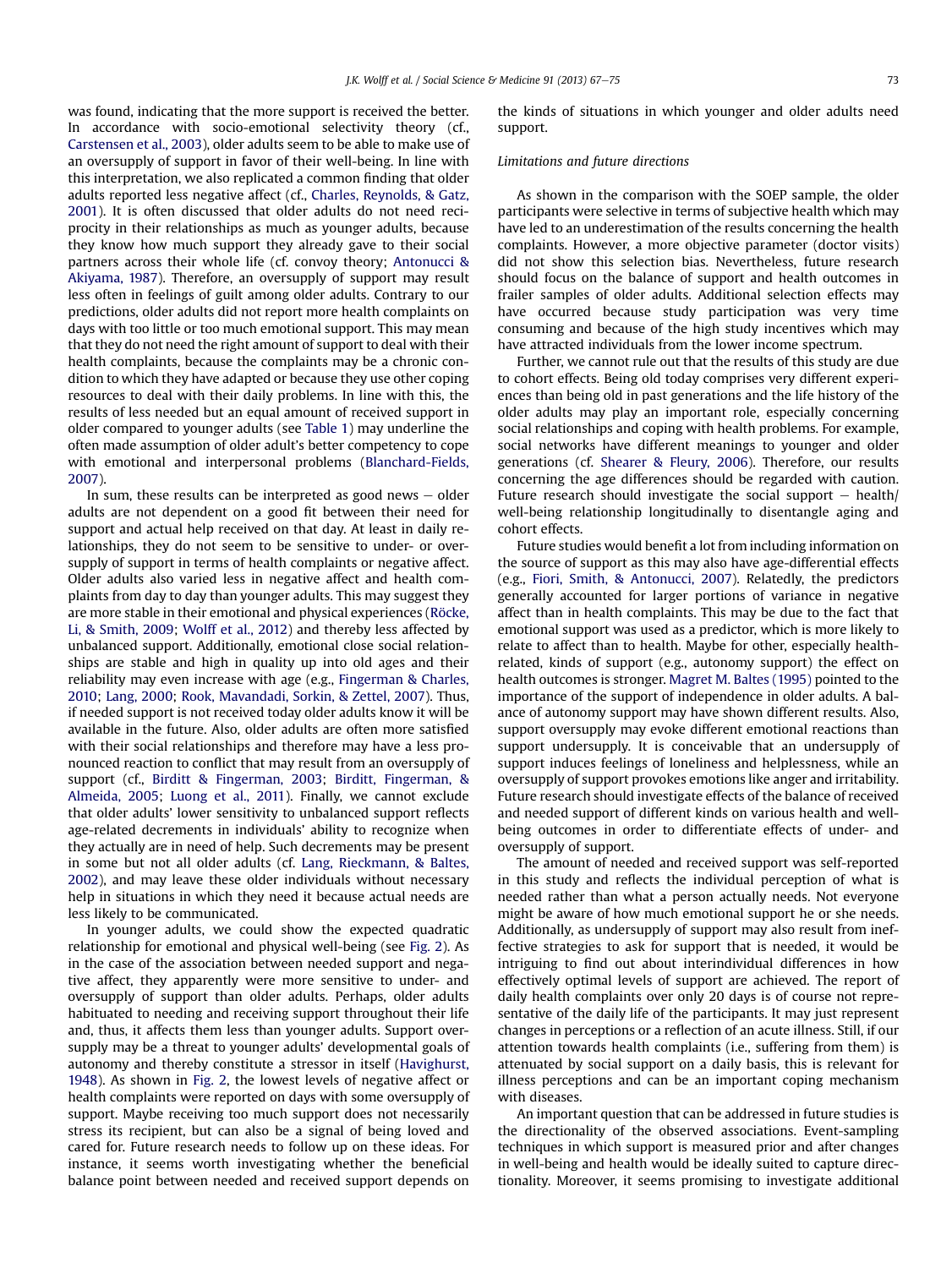was found, indicating that the more support is received the better. In accordance with socio-emotional selectivity theory (cf., Carstensen et al., 2003), older adults seem to be able to make use of an oversupply of support in favor of their well-being. In line with this interpretation, we also replicated a common finding that older adults reported less negative affect (cf., Charles, Reynolds, & Gatz, 2001). It is often discussed that older adults do not need reciprocity in their relationships as much as younger adults, because they know how much support they already gave to their social partners across their whole life (cf. convoy theory; Antonucci & Akiyama, 1987). Therefore, an oversupply of support may result less often in feelings of guilt among older adults. Contrary to our predictions, older adults did not report more health complaints on days with too little or too much emotional support. This may mean that they do not need the right amount of support to deal with their health complaints, because the complaints may be a chronic condition to which they have adapted or because they use other coping resources to deal with their daily problems. In line with this, the results of less needed but an equal amount of received support in older compared to younger adults (see Table 1) may underline the often made assumption of older adult's better competency to cope with emotional and interpersonal problems (Blanchard-Fields, 2007).

In sum, these results can be interpreted as good news – older adults are not dependent on a good fit between their need for support and actual help received on that day. At least in daily relationships, they do not seem to be sensitive to under- or oversupply of support in terms of health complaints or negative affect. Older adults also varied less in negative affect and health complaints from day to day than younger adults. This may suggest they are more stable in their emotional and physical experiences (Röcke, Li, & Smith, 2009; Wolff et al., 2012) and thereby less affected by unbalanced support. Additionally, emotional close social relationships are stable and high in quality up into old ages and their reliability may even increase with age (e.g., Fingerman & Charles, 2010; Lang, 2000; Rook, Mavandadi, Sorkin, & Zettel, 2007). Thus, if needed support is not received today older adults know it will be available in the future. Also, older adults are often more satisfied with their social relationships and therefore may have a less pronounced reaction to conflict that may result from an oversupply of support (cf., Birditt & Fingerman, 2003; Birditt, Fingerman, & Almeida, 2005; Luong et al., 2011). Finally, we cannot exclude that older adults' lower sensitivity to unbalanced support reflects age-related decrements in individuals' ability to recognize when they actually are in need of help. Such decrements may be present in some but not all older adults (cf. Lang, Rieckmann, & Baltes, 2002), and may leave these older individuals without necessary help in situations in which they need it because actual needs are less likely to be communicated.

In younger adults, we could show the expected quadratic relationship for emotional and physical well-being (see Fig. 2). As in the case of the association between needed support and negative affect, they apparently were more sensitive to under- and oversupply of support than older adults. Perhaps, older adults habituated to needing and receiving support throughout their life and, thus, it affects them less than younger adults. Support oversupply may be a threat to younger adults' developmental goals of autonomy and thereby constitute a stressor in itself (Havighurst, 1948). As shown in Fig. 2, the lowest levels of negative affect or health complaints were reported on days with some oversupply of support. Maybe receiving too much support does not necessarily stress its recipient, but can also be a signal of being loved and cared for. Future research needs to follow up on these ideas. For instance, it seems worth investigating whether the beneficial balance point between needed and received support depends on the kinds of situations in which younger and older adults need support.

*Limitations and future directions*

As shown in the comparison with the SOEP sample, the older participants were selective in terms of subjective health which may have led to an underestimation of the results concerning the health complaints. However, a more objective parameter (doctor visits) did not show this selection bias. Nevertheless, future research should focus on the balance of support and health outcomes in frailer samples of older adults. Additional selection effects may have occurred because study participation was very time consuming and because of the high study incentives which may have attracted individuals from the lower income spectrum.

Further, we cannot rule out that the results of this study are due to cohort effects. Being old today comprises very different experiences than being old in past generations and the life history of the older adults may play an important role, especially concerning social relationships and coping with health problems. For example, social networks have different meanings to younger and older generations (cf. Shearer & Fleury, 2006). Therefore, our results concerning the age differences should be regarded with caution. Future research should investigate the social support – health/well-being relationship longitudinally to disentangle aging and cohort effects.

Future studies would benefit a lot from including information on the source of support as this may also have age-differential effects (e.g., Fiori, Smith, & Antonucci, 2007). Relatedly, the predictors generally accounted for larger portions of variance in negative affect than in health complaints. This may be due to the fact that emotional support was used as a predictor, which is more likely to relate to affect than to health. Maybe for other, especially health-related, kinds of support (e.g., autonomy support) the effect on health outcomes is stronger. Magret M. Baltes (1995) pointed to the importance of the support of independence in older adults. A balance of autonomy support may have shown different results. Also, support oversupply may evoke different emotional reactions than support undersupply. It is conceivable that an undersupply of support induces feelings of loneliness and helplessness, while an oversupply of support provokes emotions like anger and irritability. Future research should investigate effects of the balance of received and needed support of different kinds on various health and well-being outcomes in order to differentiate effects of under- and oversupply of support.

The amount of needed and received support was self-reported in this study and reflects the individual perception of what is needed rather than what a person actually needs. Not everyone might be aware of how much emotional support he or she needs. Additionally, as undersupply of support may also result from ineffective strategies to ask for support that is needed, it would be intriguing to find out about interindividual differences in how effectively optimal levels of support are achieved. The report of daily health complaints over only 20 days is of course not representative of the daily life of the participants. It may just represent changes in perceptions or a reflection of an acute illness. Still, if our attention towards health complaints (i.e., suffering from them) is attenuated by social support on a daily basis, this is relevant for illness perceptions and can be an important coping mechanism with diseases.

An important question that can be addressed in future studies is the directionality of the observed associations. Event-sampling techniques in which support is measured prior and after changes in well-being and health would be ideally suited to capture directionality. Moreover, it seems promising to investigate additional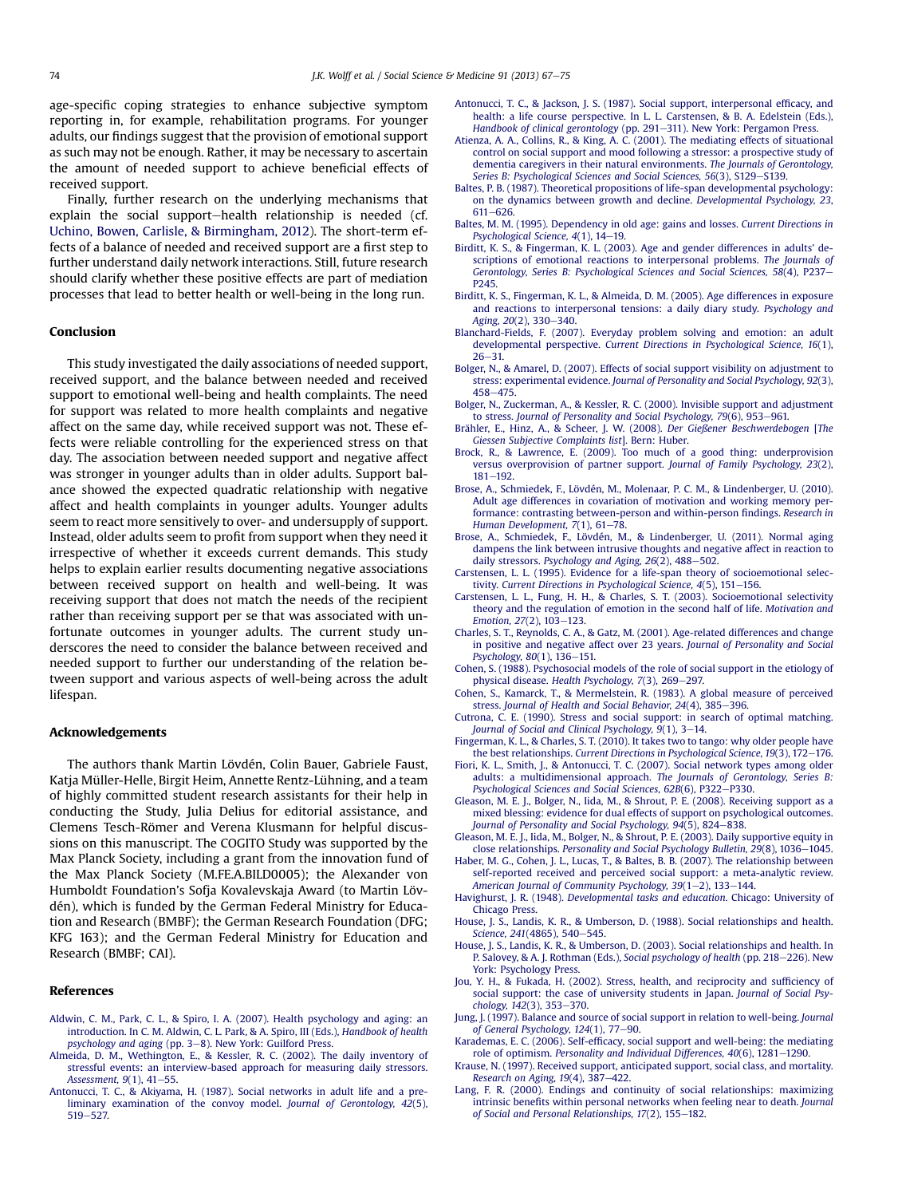age-specific coping strategies to enhance subjective symptom reporting in, for example, rehabilitation programs. For younger adults, our findings suggest that the provision of emotional support as such may not be enough. Rather, it may be necessary to ascertain the amount of needed support to achieve beneficial effects of received support.

Finally, further research on the underlying mechanisms that explain the social support–health relationship is needed (cf. Uchino, Bowen, Carlisle, & Birmingham, 2012). The short-term effects of a balance of needed and received support are a first step to further understand daily network interactions. Still, future research should clarify whether these positive effects are part of mediation processes that lead to better health or well-being in the long run.

## Conclusion

This study investigated the daily associations of needed support, received support, and the balance between needed and received support to emotional well-being and health complaints. The need for support was related to more health complaints and negative affect on the same day, while received support was not. These effects were reliable controlling for the experienced stress on that day. The association between needed support and negative affect was stronger in younger adults than in older adults. Support balance showed the expected quadratic relationship with negative affect and health complaints in younger adults. Younger adults seem to react more sensitively to over- and undersupply of support. Instead, older adults seem to profit from support when they need it irrespective of whether it exceeds current demands. This study helps to explain earlier results documenting negative associations between received support on health and well-being. It was receiving support that does not match the needs of the recipient rather than receiving support per se that was associated with unfortunate outcomes in younger adults. The current study underscores the need to consider the balance between received and needed support to further our understanding of the relation between support and various aspects of well-being across the adult lifespan.

## Acknowledgements

The authors thank Martin Lövdén, Colin Bauer, Gabriele Faust, Katja Müller-Helle, Birgit Heim, Annette Rentz-Lühning, and a team of highly committed student research assistants for their help in conducting the Study, Julia Delius for editorial assistance, and Clemens Tesch-Römer and Verena Klusmann for helpful discussions on this manuscript. The COGITO Study was supported by the Max Planck Society, including a grant from the innovation fund of the Max Planck Society (M.FE.A.BILD0005); the Alexander von Humboldt Foundation's Sofja Kovalevskaja Award (to Martin Lövdén), which is funded by the German Federal Ministry for Education and Research (BMBF); the German Research Foundation (DFG; KFG 163); and the German Federal Ministry for Education and Research (BMBF; CAI).

## References

Aldwin, C. M., Park, C. L., & Spiro, I. A. (2007). Health psychology and aging: an introduction. In C. M. Aldwin, C. L. Park, & A. Spiro, III (Eds.), *Handbook of health psychology and aging* (pp. 3–8). New York: Guilford Press.

Almeida, D. M., Wethington, E., & Kessler, R. C. (2002). The daily inventory of stressful events: an interview-based approach for measuring daily stressors. *Assessment, 9*(1), 41–55.

Antonucci, T. C., & Akiyama, H. (1987). Social networks in adult life and a preliminary examination of the convoy model. *Journal of Gerontology, 42*(5), 519–527.

Antonucci, T. C., & Jackson, J. S. (1987). Social support, interpersonal efficacy, and health: a life course perspective. In L. L. Carstensen, & B. A. Edelstein (Eds.), *Handbook of clinical gerontology* (pp. 291–311). New York: Pergamon Press.

Atienza, A. A., Collins, R., & King, A. C. (2001). The mediating effects of situational control on social support and mood following a stressor: a prospective study of dementia caregivers in their natural environments. *The Journals of Gerontology, Series B: Psychological Sciences and Social Sciences, 56*(3), S129–S139.

Baltes, P. B. (1987). Theoretical propositions of life-span developmental psychology: on the dynamics between growth and decline. *Developmental Psychology, 23*, 611–626.

Baltes, M. M. (1995). Dependency in old age: gains and losses. *Current Directions in Psychological Science, 4*(1), 14–19.

Birditt, K. S., & Fingerman, K. L. (2003). Age and gender differences in adults' descriptions of emotional reactions to interpersonal problems. *The Journals of Gerontology, Series B: Psychological Sciences and Social Sciences, 58*(4), P237–P245.

Birditt, K. S., Fingerman, K. L., & Almeida, D. M. (2005). Age differences in exposure and reactions to interpersonal tensions: a daily diary study. *Psychology and Aging, 20*(2), 330–340.

Blanchard-Fields, F. (2007). Everyday problem solving and emotion: an adult developmental perspective. *Current Directions in Psychological Science, 16*(1), 26–31.

Bolger, N., & Amarel, D. (2007). Effects of social support visibility on adjustment to stress: experimental evidence. *Journal of Personality and Social Psychology, 92*(3), 458–475.

Bolger, N., Zuckerman, A., & Kessler, R. C. (2000). Invisible support and adjustment to stress. *Journal of Personality and Social Psychology, 79*(6), 953–961.

Brähler, E., Hinz, A., & Scheer, J. W. (2008). *Der Gießener Beschwerdebogen* [*The Giessen Subjective Complaints list*]. Bern: Huber.

Brock, R., & Lawrence, E. (2009). Too much of a good thing: underprovision versus overprovision of partner support. *Journal of Family Psychology, 23*(2), 181–192.

Brose, A., Schmiedek, F., Lövdén, M., Molenaar, P. C. M., & Lindenberger, U. (2010). Adult age differences in covariation of motivation and working memory performance: contrasting between-person and within-person findings. *Research in Human Development, 7*(1), 61–78.

Brose, A., Schmiedek, F., Lövdén, M., & Lindenberger, U. (2011). Normal aging dampens the link between intrusive thoughts and negative affect in reaction to daily stressors. *Psychology and Aging, 26*(2), 488–502.

Carstensen, L. L. (1995). Evidence for a life-span theory of socioemotional selectivity. *Current Directions in Psychological Science, 4*(5), 151–156.

Carstensen, L. L., Fung, H. H., & Charles, S. T. (2003). Socioemotional selectivity theory and the regulation of emotion in the second half of life. *Motivation and Emotion, 27*(2), 103–123.

Charles, S. T., Reynolds, C. A., & Gatz, M. (2001). Age-related differences and change in positive and negative affect over 23 years. *Journal of Personality and Social Psychology, 80*(1), 136–151.

Cohen, S. (1988). Psychosocial models of the role of social support in the etiology of physical disease. *Health Psychology, 7*(3), 269–297.

Cohen, S., Kamarck, T., & Mermelstein, R. (1983). A global measure of perceived stress. *Journal of Health and Social Behavior, 24*(4), 385–396.

Cutrona, C. E. (1990). Stress and social support: in search of optimal matching. *Journal of Social and Clinical Psychology, 9*(1), 3–14.

Fingerman, K. L., & Charles, S. T. (2010). It takes two to tango: why older people have the best relationships. *Current Directions in Psychological Science, 19*(3), 172–176.

Fiori, K. L., Smith, J., & Antonucci, T. C. (2007). Social network types among older adults: a multidimensional approach. *The Journals of Gerontology, Series B: Psychological Sciences and Social Sciences, 62B*(6), P322–P330.

Gleason, M. E. J., Bolger, N., Iida, M., & Shrout, P. E. (2008). Receiving support as a mixed blessing: evidence for dual effects of support on psychological outcomes. *Journal of Personality and Social Psychology, 94*(5), 824–838.

Gleason, M. E. J., Iida, M., Bolger, N., & Shrout, P. E. (2003). Daily supportive equity in close relationships. *Personality and Social Psychology Bulletin, 29*(8), 1036–1045.

Haber, M. G., Cohen, J. L., Lucas, T., & Baltes, B. B. (2007). The relationship between self-reported received and perceived social support: a meta-analytic review. *American Journal of Community Psychology, 39*(1–2), 133–144.

Havighurst, J. R. (1948). *Developmental tasks and education*. Chicago: University of Chicago Press.

House, J. S., Landis, K. R., & Umberson, D. (1988). Social relationships and health. *Science, 241*(4865), 540–545.

House, J. S., Landis, K. R., & Umberson, D. (2003). Social relationships and health. In P. Salovey, & A. J. Rothman (Eds.), *Social psychology of health* (pp. 218–226). New York: Psychology Press.

Jou, Y. H., & Fukada, H. (2002). Stress, health, and reciprocity and sufficiency of social support: the case of university students in Japan. *Journal of Social Psychology, 142*(3), 353–370.

Jung, J. (1997). Balance and source of social support in relation to well-being. *Journal of General Psychology, 124*(1), 77–90.

Karademas, E. C. (2006). Self-efficacy, social support and well-being: the mediating role of optimism. *Personality and Individual Differences, 40*(6), 1281–1290.

Krause, N. (1997). Received support, anticipated support, social class, and mortality. *Research on Aging, 19*(4), 387–422.

Lang, F. R. (2000). Endings and continuity of social relationships: maximizing intrinsic benefits within personal networks when feeling near to death. *Journal of Social and Personal Relationships, 17*(2), 155–182.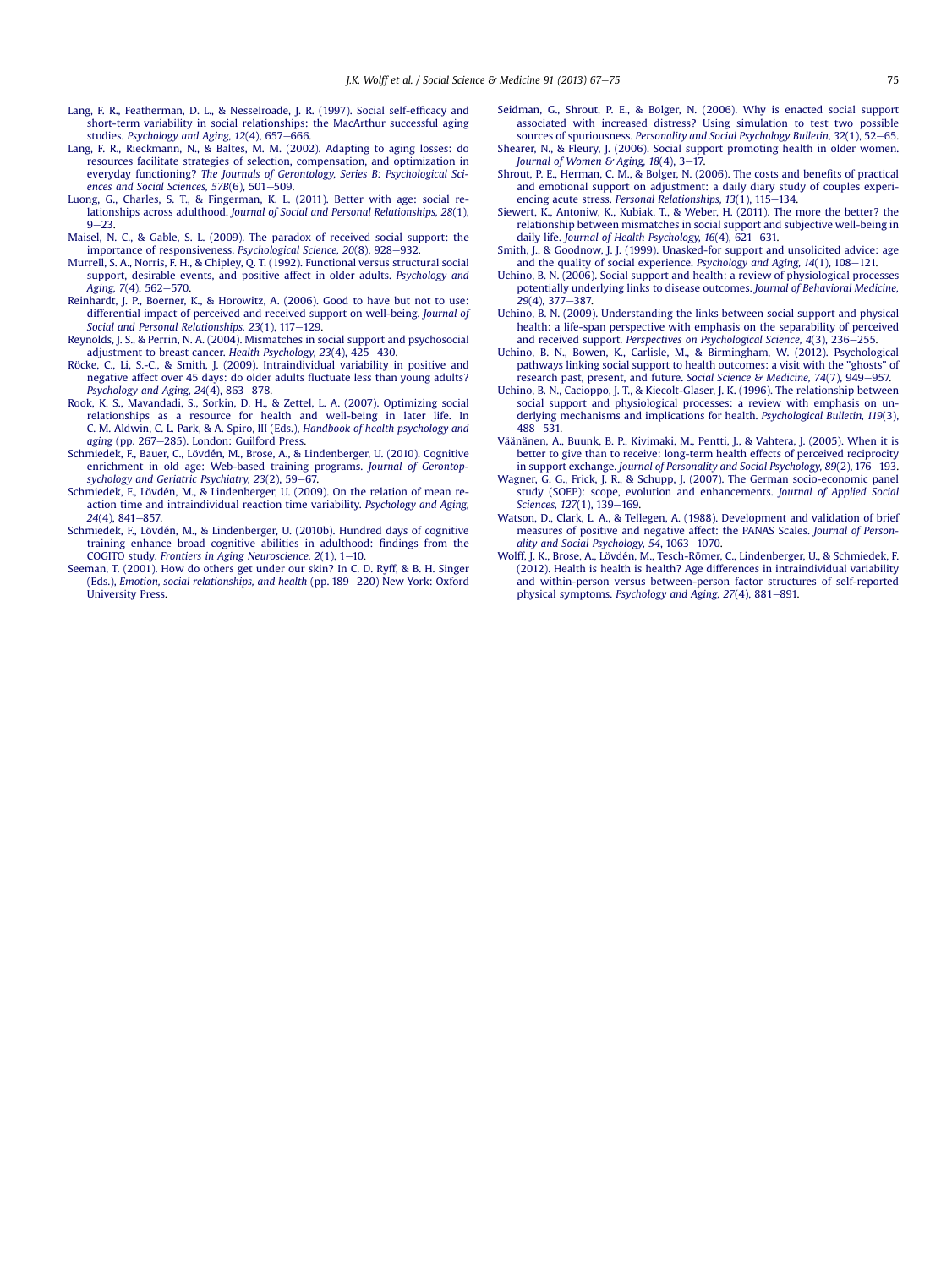Lang, F. R., Featherman, D. L., & Nesselroade, J. R. (1997). Social self-efficacy and short-term variability in social relationships: the MacArthur successful aging studies. *Psychology and Aging, 12*(4), 657–666.

Lang, F. R., Rieckmann, N., & Baltes, M. M. (2002). Adapting to aging losses: do resources facilitate strategies of selection, compensation, and optimization in everyday functioning? *The Journals of Gerontology, Series B: Psychological Sciences and Social Sciences, 57B*(6), 501–509.

Luong, G., Charles, S. T., & Fingerman, K. L. (2011). Better with age: social relationships across adulthood. *Journal of Social and Personal Relationships, 28*(1), 9–23.

Maisel, N. C., & Gable, S. L. (2009). The paradox of received social support: the importance of responsiveness. *Psychological Science, 20*(8), 928–932.

Murrell, S. A., Norris, F. H., & Chipley, Q. T. (1992). Functional versus structural social support, desirable events, and positive affect in older adults. *Psychology and Aging, 7*(4), 562–570.

Reinhardt, J. P., Boerner, K., & Horowitz, A. (2006). Good to have but not to use: differential impact of perceived and received support on well-being. *Journal of Social and Personal Relationships, 23*(1), 117–129.

Reynolds, J. S., & Perrin, N. A. (2004). Mismatches in social support and psychosocial adjustment to breast cancer. *Health Psychology, 23*(4), 425–430.

Röcke, C., Li, S.-C., & Smith, J. (2009). Intraindividual variability in positive and negative affect over 45 days: do older adults fluctuate less than young adults? *Psychology and Aging, 24*(4), 863–878.

Rook, K. S., Mavandadi, S., Sorkin, D. H., & Zettel, L. A. (2007). Optimizing social relationships as a resource for health and well-being in later life. In C. M. Aldwin, C. L. Park, & A. Spiro, III (Eds.), *Handbook of health psychology and aging* (pp. 267–285). London: Guilford Press.

Schmiedek, F., Bauer, C., Lövdén, M., Brose, A., & Lindenberger, U. (2010). Cognitive enrichment in old age: Web-based training programs. *Journal of Gerontopsychology and Geriatric Psychiatry, 23*(2), 59–67.

Schmiedek, F., Lövdén, M., & Lindenberger, U. (2009). On the relation of mean reaction time and intraindividual reaction time variability. *Psychology and Aging, 24*(4), 841–857.

Schmiedek, F., Lövdén, M., & Lindenberger, U. (2010b). Hundred days of cognitive training enhance broad cognitive abilities in adulthood: findings from the COGITO study. *Frontiers in Aging Neuroscience, 2*(1), 1–10.

Seeman, T. (2001). How do others get under our skin? In C. D. Ryff, & B. H. Singer (Eds.), *Emotion, social relationships, and health* (pp. 189–220) New York: Oxford University Press.

Seidman, G., Shrout, P. E., & Bolger, N. (2006). Why is enacted social support associated with increased distress? Using simulation to test two possible sources of spuriousness. *Personality and Social Psychology Bulletin, 32*(1), 52–65.

Shearer, N., & Fleury, J. (2006). Social support promoting health in older women. *Journal of Women & Aging, 18*(4), 3–17.

Shrout, P. E., Herman, C. M., & Bolger, N. (2006). The costs and benefits of practical and emotional support on adjustment: a daily diary study of couples experiencing acute stress. *Personal Relationships, 13*(1), 115–134.

Siewert, K., Antoniw, K., Kubiak, T., & Weber, H. (2011). The more the better? the relationship between mismatches in social support and subjective well-being in daily life. *Journal of Health Psychology, 16*(4), 621–631.

Smith, J., & Goodnow, J. J. (1999). Unasked-for support and unsolicited advice: age and the quality of social experience. *Psychology and Aging, 14*(1), 108–121.

Uchino, B. N. (2006). Social support and health: a review of physiological processes potentially underlying links to disease outcomes. *Journal of Behavioral Medicine, 29*(4), 377–387.

Uchino, B. N. (2009). Understanding the links between social support and physical health: a life-span perspective with emphasis on the separability of perceived and received support. *Perspectives on Psychological Science, 4*(3), 236–255.

Uchino, B. N., Bowen, K., Carlisle, M., & Birmingham, W. (2012). Psychological pathways linking social support to health outcomes: a visit with the "ghosts" of research past, present, and future. *Social Science & Medicine, 74*(7), 949–957.

Uchino, B. N., Cacioppo, J. T., & Kiecolt-Glaser, J. K. (1996). The relationship between social support and physiological processes: a review with emphasis on underlying mechanisms and implications for health. *Psychological Bulletin, 119*(3), 488–531.

Väänänen, A., Buunk, B. P., Kivimaki, M., Pentti, J., & Vahtera, J. (2005). When it is better to give than to receive: long-term health effects of perceived reciprocity in support exchange. *Journal of Personality and Social Psychology, 89*(2), 176–193.

Wagner, G. G., Frick, J. R., & Schupp, J. (2007). The German socio-economic panel study (SOEP): scope, evolution and enhancements. *Journal of Applied Social Sciences, 127*(1), 139–169.

Watson, D., Clark, L. A., & Tellegen, A. (1988). Development and validation of brief measures of positive and negative affect: the PANAS Scales. *Journal of Personality and Social Psychology, 54*, 1063–1070.

Wolff, J. K., Brose, A., Lövdén, M., Tesch-Römer, C., Lindenberger, U., & Schmiedek, F. (2012). Health is health is health? Age differences in intraindividual variability and within-person versus between-person factor structures of self-reported physical symptoms. *Psychology and Aging, 27*(4), 881–891.